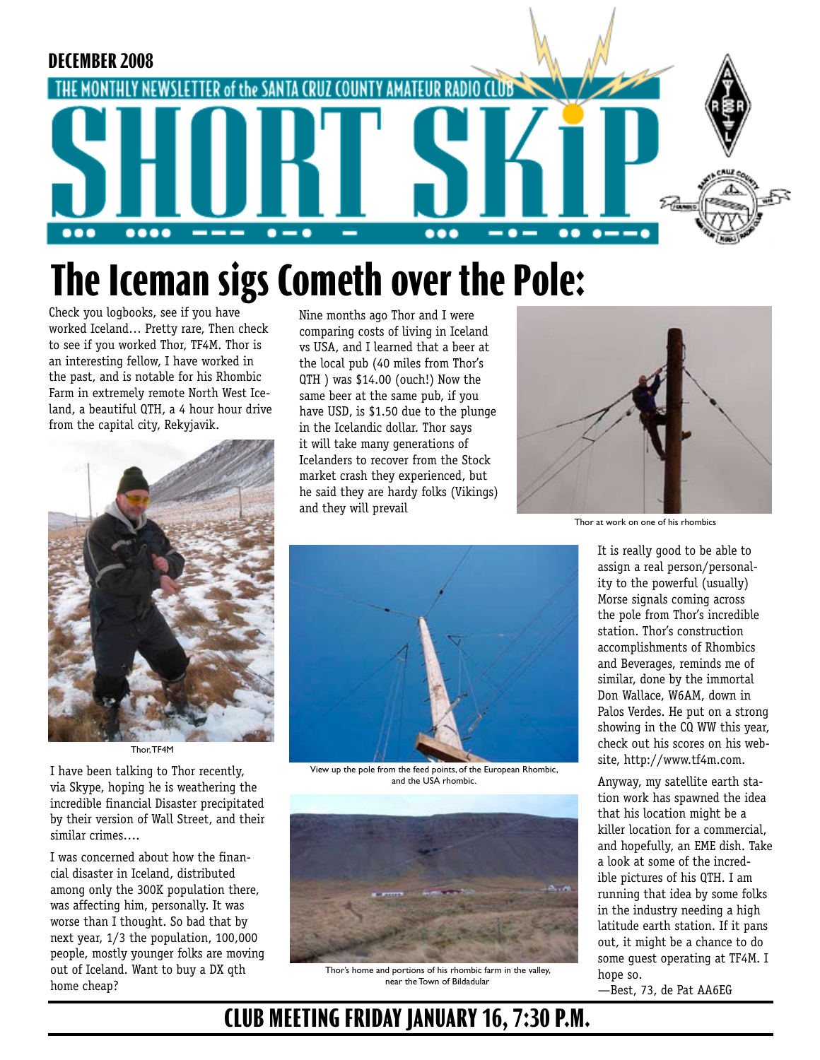DECEMBER 2008

THE MONTHLY NEWSLETTER of the SANTA CRUZ COUNTY AMATEUR RADIO CLUB

# SHORT SKiP

# The Iceman sigs Cometh over the Pole:

Check you logbooks, see if you have worked Iceland… Pretty rare, Then check to see if you worked Thor, TF4M. Thor is an interesting fellow, I have worked in the past, and is notable for his Rhombic Farm in extremely remote North West Iceland, a beautiful QTH, a 4 hour hour drive from the capital city, Rekyjavik.

Thor,TF4M

I have been talking to Thor recently, via Skype, hoping he is weathering the incredible financial Disaster precipitated by their version of Wall Street, and their similar crimes….

I was concerned about how the financial disaster in Iceland, distributed among only the 300K population there, was affecting him, personally. It was worse than I thought. So bad that by next year, 1/3 the population, 100,000 people, mostly younger folks are moving out of Iceland. Want to buy a DX qth home cheap?

Nine months ago Thor and I were comparing costs of living in Iceland vs USA, and I learned that a beer at the local pub (40 miles from Thor's QTH ) was $14.00 (ouch!) Now the same beer at the same pub, if you have USD, is $1.50 due to the plunge in the Icelandic dollar. Thor says it will take many generations of Icelanders to recover from the Stock market crash they experienced, but he said they are hardy folks (Vikings) and they will prevail

Thor at work on one of his rhombics

View up the pole from the feed points, of the European Rhombic, and the USA rhombic.

Thor's home and portions of his rhombic farm in the valley, near the Town of Bildadular

It is really good to be able to assign a real person/personality to the powerful (usually) Morse signals coming across the pole from Thor's incredible station. Thor's construction accomplishments of Rhombics and Beverages, reminds me of similar, done by the immortal Don Wallace, W6AM, down in Palos Verdes. He put on a strong showing in the CQ WW this year, check out his scores on his website, http://www.tf4m.com.

Anyway, my satellite earth station work has spawned the idea that his location might be a killer location for a commercial, and hopefully, an EME dish. Take a look at some of the incredible pictures of his QTH. I am running that idea by some folks in the industry needing a high latitude earth station. If it pans out, it might be a chance to do some guest operating at TF4M. I hope so.

—Best, 73, de Pat AA6EG

## CLUB MEETING FRIDAY JANUARY 16, 7:30 P.M.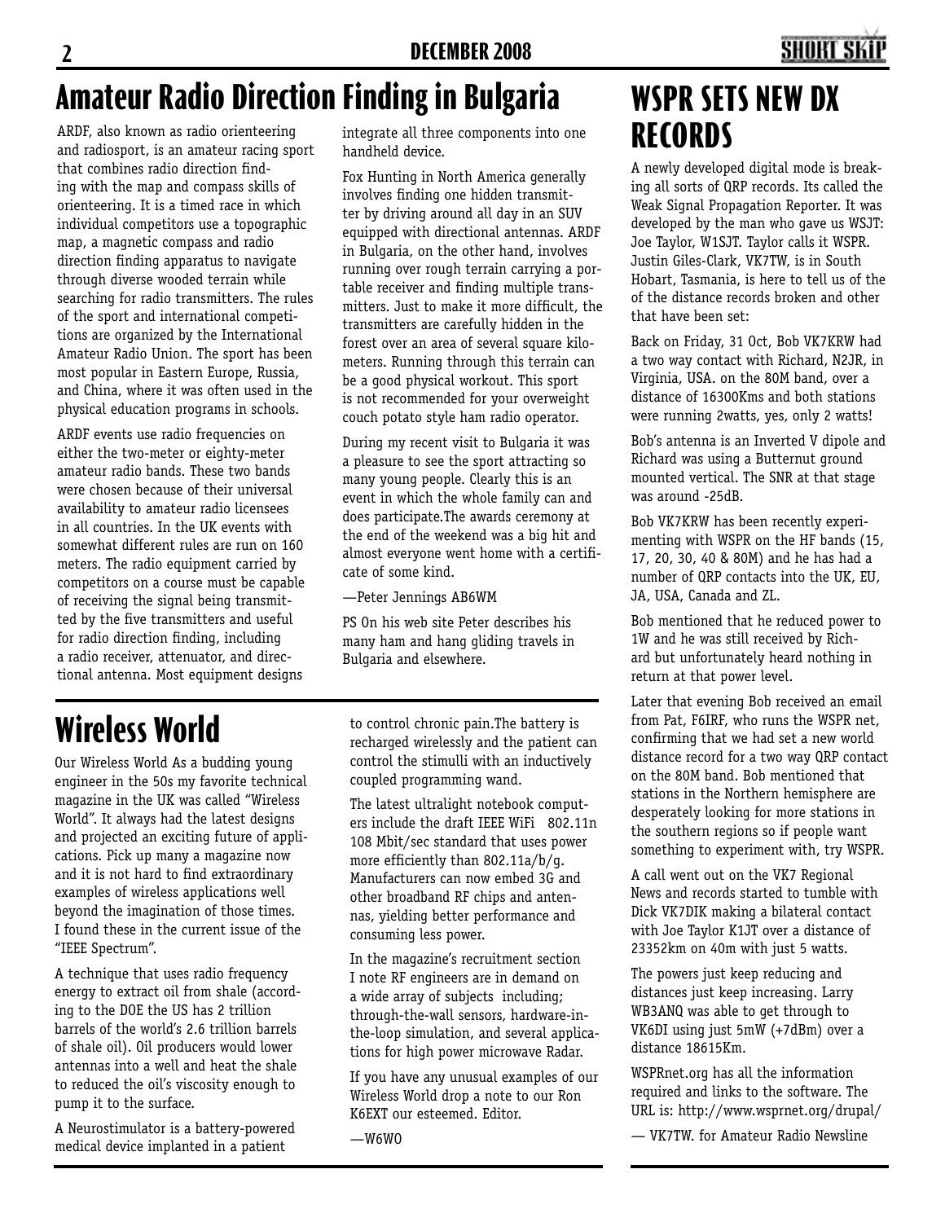# Amateur Radio Direction Finding in Bulgaria

ARDF, also known as radio orienteering and radiosport, is an amateur racing sport that combines radio direction finding with the map and compass skills of orienteering. It is a timed race in which individual competitors use a topographic map, a magnetic compass and radio direction finding apparatus to navigate through diverse wooded terrain while searching for radio transmitters. The rules of the sport and international competitions are organized by the International Amateur Radio Union. The sport has been most popular in Eastern Europe, Russia, and China, where it was often used in the physical education programs in schools.

ARDF events use radio frequencies on either the two-meter or eighty-meter amateur radio bands. These two bands were chosen because of their universal availability to amateur radio licensees in all countries. In the UK events with somewhat different rules are run on 160 meters. The radio equipment carried by competitors on a course must be capable of receiving the signal being transmitted by the five transmitters and useful for radio direction finding, including a radio receiver, attenuator, and directional antenna. Most equipment designs integrate all three components into one handheld device.

Fox Hunting in North America generally involves finding one hidden transmitter by driving around all day in an SUV equipped with directional antennas. ARDF in Bulgaria, on the other hand, involves running over rough terrain carrying a portable receiver and finding multiple transmitters. Just to make it more difficult, the transmitters are carefully hidden in the forest over an area of several square kilometers. Running through this terrain can be a good physical workout. This sport is not recommended for your overweight couch potato style ham radio operator.

During my recent visit to Bulgaria it was a pleasure to see the sport attracting so many young people. Clearly this is an event in which the whole family can and does participate.The awards ceremony at the end of the weekend was a big hit and almost everyone went home with a certificate of some kind.

—Peter Jennings AB6WM

PS On his web site Peter describes his many ham and hang gliding travels in Bulgaria and elsewhere.

# Wireless World

Our Wireless World As a budding young engineer in the 50s my favorite technical magazine in the UK was called "Wireless World". It always had the latest designs and projected an exciting future of applications. Pick up many a magazine now and it is not hard to find extraordinary examples of wireless applications well beyond the imagination of those times. I found these in the current issue of the "IEEE Spectrum".

A technique that uses radio frequency energy to extract oil from shale (according to the DOE the US has 2 trillion barrels of the world's 2.6 trillion barrels of shale oil). Oil producers would lower antennas into a well and heat the shale to reduced the oil's viscosity enough to pump it to the surface.

A Neurostimulator is a battery-powered medical device implanted in a patient to control chronic pain.The battery is recharged wirelessly and the patient can control the stimulli with an inductively coupled programming wand.

The latest ultralight notebook computers include the draft IEEE WiFi 802.11n 108 Mbit/sec standard that uses power more efficiently than 802.11a/b/g. Manufacturers can now embed 3G and other broadband RF chips and antennas, yielding better performance and consuming less power.

In the magazine's recruitment section I note RF engineers are in demand on a wide array of subjects including; through-the-wall sensors, hardware-in-the-loop simulation, and several applications for high power microwave Radar.

If you have any unusual examples of our Wireless World drop a note to our Ron K6EXT our esteemed. Editor.

—W6WO

# WSPR SETS NEW DX RECORDS

A newly developed digital mode is breaking all sorts of QRP records. Its called the Weak Signal Propagation Reporter. It was developed by the man who gave us WSJT: Joe Taylor, W1SJT. Taylor calls it WSPR. Justin Giles-Clark, VK7TW, is in South Hobart, Tasmania, is here to tell us of the of the distance records broken and other that have been set:

Back on Friday, 31 Oct, Bob VK7KRW had a two way contact with Richard, N2JR, in Virginia, USA. on the 80M band, over a distance of 16300Kms and both stations were running 2watts, yes, only 2 watts!

Bob's antenna is an Inverted V dipole and Richard was using a Butternut ground mounted vertical. The SNR at that stage was around -25dB.

Bob VK7KRW has been recently experimenting with WSPR on the HF bands (15, 17, 20, 30, 40 & 80M) and he has had a number of QRP contacts into the UK, EU, JA, USA, Canada and ZL.

Bob mentioned that he reduced power to 1W and he was still received by Richard but unfortunately heard nothing in return at that power level.

Later that evening Bob received an email from Pat, F6IRF, who runs the WSPR net, confirming that we had set a new world distance record for a two way QRP contact on the 80M band. Bob mentioned that stations in the Northern hemisphere are desperately looking for more stations in the southern regions so if people want something to experiment with, try WSPR.

A call went out on the VK7 Regional News and records started to tumble with Dick VK7DIK making a bilateral contact with Joe Taylor K1JT over a distance of 23352km on 40m with just 5 watts.

The powers just keep reducing and distances just keep increasing. Larry WB3ANQ was able to get through to VK6DI using just 5mW (+7dBm) over a distance 18615Km.

WSPRnet.org has all the information required and links to the software. The URL is: http://www.wsprnet.org/drupal/

— VK7TW. for Amateur Radio Newsline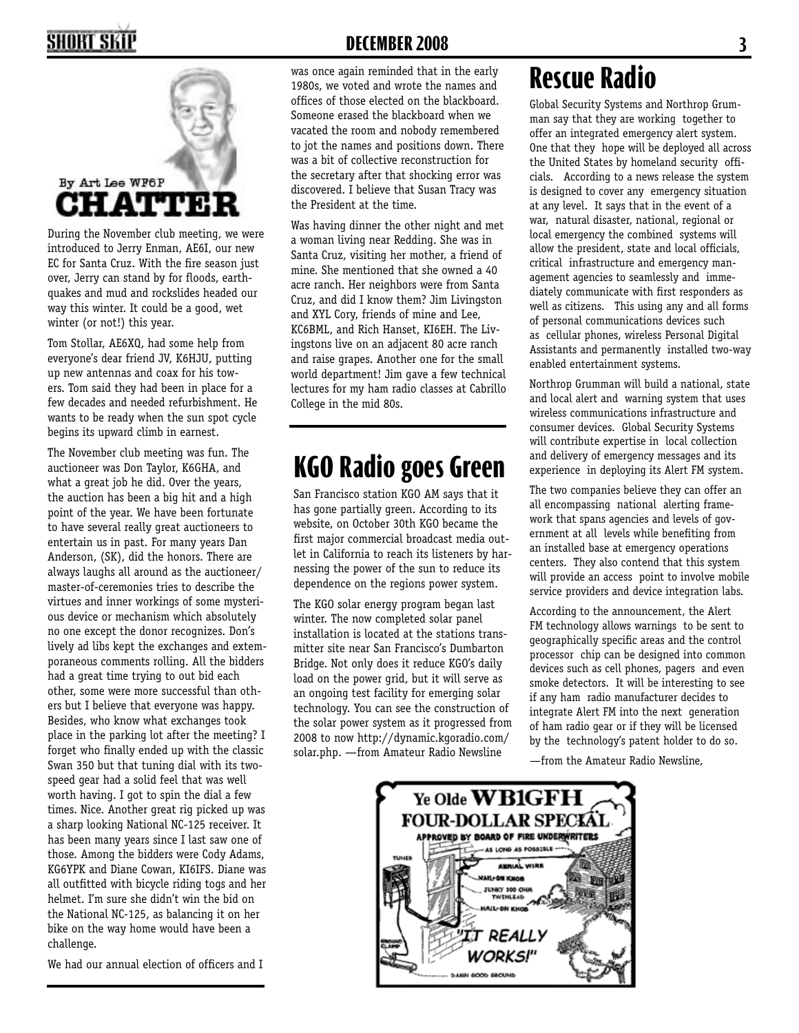By Art Lee WF6P

# CHATTER

During the November club meeting, we were introduced to Jerry Enman, AE6I, our new EC for Santa Cruz. With the fire season just over, Jerry can stand by for floods, earthquakes and mud and rockslides headed our way this winter. It could be a good, wet winter (or not!) this year.

Tom Stollar, AE6XQ, had some help from everyone's dear friend JV, K6HJU, putting up new antennas and coax for his towers. Tom said they had been in place for a few decades and needed refurbishment. He wants to be ready when the sun spot cycle begins its upward climb in earnest.

The November club meeting was fun. The auctioneer was Don Taylor, K6GHA, and what a great job he did. Over the years, the auction has been a big hit and a high point of the year. We have been fortunate to have several really great auctioneers to entertain us in past. For many years Dan Anderson, (SK), did the honors. There are always laughs all around as the auctioneer/master-of-ceremonies tries to describe the virtues and inner workings of some mysterious device or mechanism which absolutely no one except the donor recognizes. Don's lively ad libs kept the exchanges and extemporaneous comments rolling. All the bidders had a great time trying to out bid each other, some were more successful than others but I believe that everyone was happy. Besides, who know what exchanges took place in the parking lot after the meeting? I forget who finally ended up with the classic Swan 350 but that tuning dial with its two-speed gear had a solid feel that was well worth having. I got to spin the dial a few times. Nice. Another great rig picked up was a sharp looking National NC-125 receiver. It has been many years since I last saw one of those. Among the bidders were Cody Adams, KG6YPK and Diane Cowan, KI6IFS. Diane was all outfitted with bicycle riding togs and her helmet. I'm sure she didn't win the bid on the National NC-125, as balancing it on her bike on the way home would have been a challenge.

We had our annual election of officers and I was once again reminded that in the early 1980s, we voted and wrote the names and offices of those elected on the blackboard. Someone erased the blackboard when we vacated the room and nobody remembered to jot the names and positions down. There was a bit of collective reconstruction for the secretary after that shocking error was discovered. I believe that Susan Tracy was the President at the time.

Was having dinner the other night and met a woman living near Redding. She was in Santa Cruz, visiting her mother, a friend of mine. She mentioned that she owned a 40 acre ranch. Her neighbors were from Santa Cruz, and did I know them? Jim Livingston and XYL Cory, friends of mine and Lee, KC6BML, and Rich Hanset, KI6EH. The Livingstons live on an adjacent 80 acre ranch and raise grapes. Another one for the small world department! Jim gave a few technical lectures for my ham radio classes at Cabrillo College in the mid 80s.

# KGO Radio goes Green

San Francisco station KGO AM says that it has gone partially green. According to its website, on October 30th KGO became the first major commercial broadcast media outlet in California to reach its listeners by harnessing the power of the sun to reduce its dependence on the regions power system.

The KGO solar energy program began last winter. The now completed solar panel installation is located at the stations transmitter site near San Francisco's Dumbarton Bridge. Not only does it reduce KGO's daily load on the power grid, but it will serve as an ongoing test facility for emerging solar technology. You can see the construction of the solar power system as it progressed from 2008 to now http://dynamic.kgoradio.com/solar.php. —from Amateur Radio Newsline

# Rescue Radio

Global Security Systems and Northrop Grumman say that they are working together to offer an integrated emergency alert system. One that they hope will be deployed all across the United States by homeland security officials. According to a news release the system is designed to cover any emergency situation at any level. It says that in the event of a war, natural disaster, national, regional or local emergency the combined systems will allow the president, state and local officials, critical infrastructure and emergency management agencies to seamlessly and immediately communicate with first responders as well as citizens. This using any and all forms of personal communications devices such as cellular phones, wireless Personal Digital Assistants and permanently installed two-way enabled entertainment systems.

Northrop Grumman will build a national, state and local alert and warning system that uses wireless communications infrastructure and consumer devices. Global Security Systems will contribute expertise in local collection and delivery of emergency messages and its experience in deploying its Alert FM system.

The two companies believe they can offer an all encompassing national alerting framework that spans agencies and levels of government at all levels while benefiting from an installed base at emergency operations centers. They also contend that this system will provide an access point to involve mobile service providers and device integration labs.

According to the announcement, the Alert FM technology allows warnings to be sent to geographically specific areas and the control processor chip can be designed into common devices such as cell phones, pagers and even smoke detectors. It will be interesting to see if any ham radio manufacturer decides to integrate Alert FM into the next generation of ham radio gear or if they will be licensed by the technology's patent holder to do so.

—from the Amateur Radio Newsline,

Ye Olde WB1GFH FOUR-DOLLAR SPECIAL
APPROVED BY BOARD OF FIRE UNDERWRITERS

"IT REALLY WORKS!"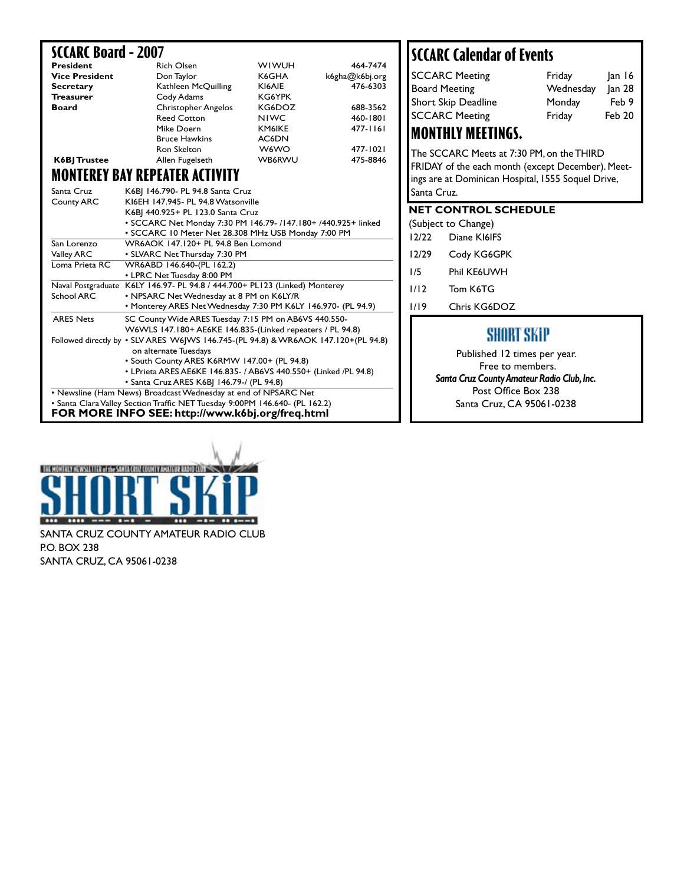## SCCARC Board - 2007

| | | | |
|---|---|---|---|
| **President** | Rich Olsen | W1WUH | 464-7474 |
| **Vice President** | Don Taylor | K6GHA | k6gha@k6bj.org |
| **Secretary** | Kathleen McQuilling | KI6AIE | 476-6303 |
| **Treasurer** | Cody Adams | KG6YPK | |
| **Board** | Christopher Angelos | KG6DOZ | 688-3562 |
| | Reed Cotton | N1WC | 460-1801 |
| | Mike Doern | KM6IKE | 477-1161 |
| | Bruce Hawkins | AC6DN | |
| | Ron Skelton | W6WO | 477-1021 |
| **K6BJ Trustee** | Allen Fugelseth | WB6RWU | 475-8846 |

## MONTEREY BAY REPEATER ACTIVITY

| | |
|---|---|
| Santa Cruz County ARC | K6BJ 146.790- PL 94.8 Santa Cruz<br>KI6EH 147.945- PL 94.8 Watsonville<br>K6BJ 440.925+ PL 123.0 Santa Cruz<br>• SCCARC Net Monday 7:30 PM 146.79- /147.180+ /440.925+ linked<br>• SCCARC 10 Meter Net 28.308 MHz USB Monday 7:00 PM |
| San Lorenzo Valley ARC | WR6AOK 147.120+ PL 94.8 Ben Lomond<br>• SLVARC Net Thursday 7:30 PM |
| Loma Prieta RC | WR6ABD 146.640-(PL 162.2)<br>• LPRC Net Tuesday 8:00 PM |
| Naval Postgraduate School ARC | K6LY 146.97- PL 94.8 / 444.700+ PL123 (Linked) Monterey<br>• NPSARC Net Wednesday at 8 PM on K6LY/R<br>• Monterey ARES Net Wednesday 7:30 PM K6LY 146.970- (PL 94.9) |
| ARES Nets | SC County Wide ARES Tuesday 7:15 PM on AB6VS 440.550-<br>W6WLS 147.180+ AE6KE 146.835-(Linked repeaters / PL 94.8) |
| Followed directly by | • SLV ARES W6JWS 146.745-(PL 94.8) & WR6AOK 147.120+(PL 94.8) on alternate Tuesdays<br>• South County ARES K6RMW 147.00+ (PL 94.8)<br>• LPrieta ARES AE6KE 146.835- / AB6VS 440.550+ (Linked /PL 94.8)<br>• Santa Cruz ARES K6BJ 146.79-/ (PL 94.8) |

• Newsline (Ham News) Broadcast Wednesday at end of NPSARC Net
• Santa Clara Valley Section Traffic NET Tuesday 9:00PM 146.640- (PL 162.2)

**FOR MORE INFO SEE: http://www.k6bj.org/freq.html**

## SCCARC Calendar of Events

| | | |
|---|---|---|
| SCCARC Meeting | Friday | Jan 16 |
| Board Meeting | Wednesday | Jan 28 |
| Short Skip Deadline | Monday | Feb 9 |
| SCCARC Meeting | Friday | Feb 20 |

## MONTHLY MEETINGS.

The SCCARC Meets at 7:30 PM, on the THIRD FRIDAY of the each month (except December). Meetings are at Dominican Hospital, 1555 Soquel Drive, Santa Cruz.

### NET CONTROL SCHEDULE

(Subject to Change)

| | |
|---|---|
| 12/22 | Diane KI6IFS |
| 12/29 | Cody KG6GPK |
| 1/5 | Phil KE6UWH |
| 1/12 | Tom K6TG |
| 1/19 | Chris KG6DOZ |

## SHORT SKiP

Published 12 times per year.
Free to members.
***Santa Cruz County Amateur Radio Club, Inc.***
Post Office Box 238
Santa Cruz, CA 95061-0238

THE MONTHLY NEWSLETTER of the SANTA CRUZ COUNTY AMATEUR RADIO CLUB

SHORT SKiP

SANTA CRUZ COUNTY AMATEUR RADIO CLUB
P.O. BOX 238
SANTA CRUZ, CA 95061-0238